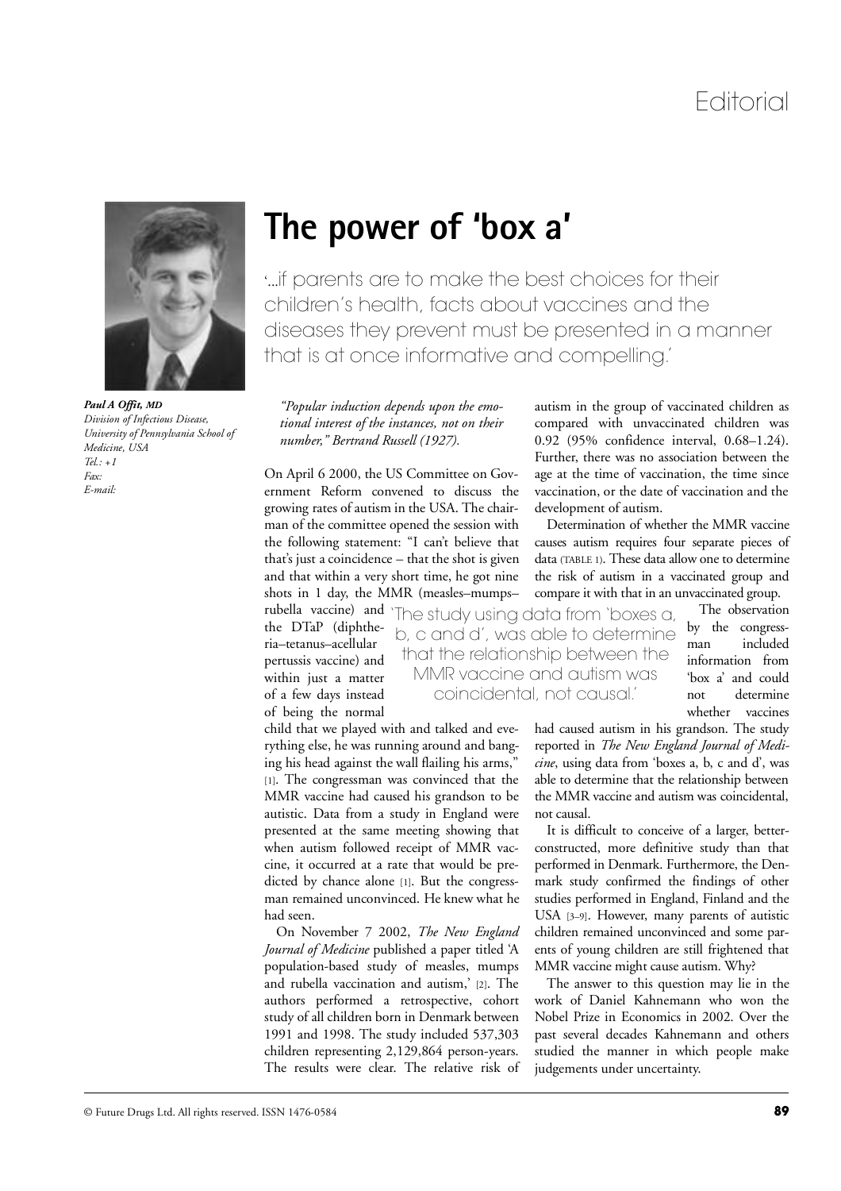# The power of 'box a'

'...if parents are to make the best choices for their children's health, facts about vaccines and the diseases they prevent must be presented in a manner that is at once informative and compelling.'

***Paul A Offit, MD***
*Division of Infectious Disease, University of Pennsylvania School of Medicine, USA*
*Tel.: +1*
*Fax:*
*E-mail:*

*"Popular induction depends upon the emotional interest of the instances, not on their number," Bertrand Russell (1927).*

On April 6 2000, the US Committee on Government Reform convened to discuss the growing rates of autism in the USA. The chairman of the committee opened the session with the following statement: "I can't believe that that's just a coincidence – that the shot is given and that within a very short time, he got nine shots in 1 day, the MMR (measles–mumps–rubella vaccine) and the DTaP (diphtheria–tetanus–acellular pertussis vaccine) and within just a matter of a few days instead of being the normal child that we played with and talked and everything else, he was running around and banging his head against the wall flailing his arms," [1]. The congressman was convinced that the MMR vaccine had caused his grandson to be autistic. Data from a study in England were presented at the same meeting showing that when autism followed receipt of MMR vaccine, it occurred at a rate that would be predicted by chance alone [1]. But the congressman remained unconvinced. He knew what he had seen.

On November 7 2002, *The New England Journal of Medicine* published a paper titled 'A population-based study of measles, mumps and rubella vaccination and autism,' [2]. The authors performed a retrospective, cohort study of all children born in Denmark between 1991 and 1998. The study included 537,303 children representing 2,129,864 person-years. The results were clear. The relative risk of autism in the group of vaccinated children as compared with unvaccinated children was 0.92 (95% confidence interval, 0.68–1.24). Further, there was no association between the age at the time of vaccination, the time since vaccination, or the date of vaccination and the development of autism.

Determination of whether the MMR vaccine causes autism requires four separate pieces of data (TABLE 1). These data allow one to determine the risk of autism in a vaccinated group and compare it with that in an unvaccinated group.

'The study using data from 'boxes a, b, c and d', was able to determine that the relationship between the MMR vaccine and autism was coincidental, not causal.'

The observation by the congressman included information from 'box a' and could not determine whether vaccines had caused autism in his grandson. The study reported in *The New England Journal of Medicine*, using data from 'boxes a, b, c and d', was able to determine that the relationship between the MMR vaccine and autism was coincidental, not causal.

It is difficult to conceive of a larger, better-constructed, more definitive study than that performed in Denmark. Furthermore, the Denmark study confirmed the findings of other studies performed in England, Finland and the USA [3–9]. However, many parents of autistic children remained unconvinced and some parents of young children are still frightened that MMR vaccine might cause autism. Why?

The answer to this question may lie in the work of Daniel Kahnemann who won the Nobel Prize in Economics in 2002. Over the past several decades Kahnemann and others studied the manner in which people make judgements under uncertainty.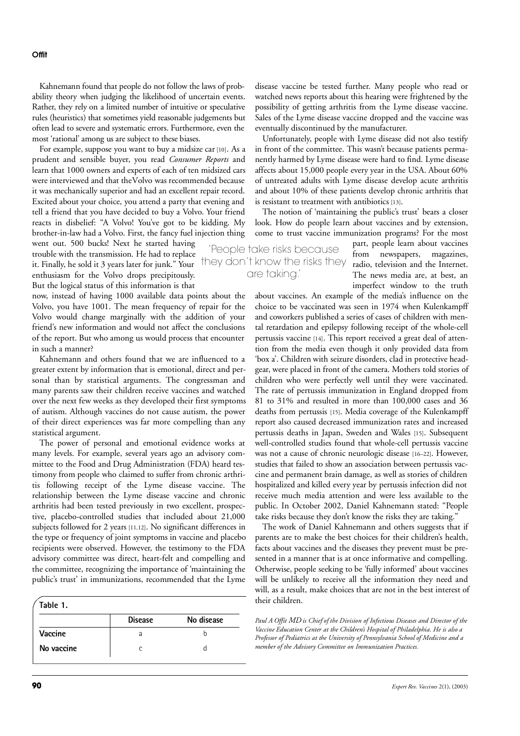Kahnemann found that people do not follow the laws of probability theory when judging the likelihood of uncertain events. Rather, they rely on a limited number of intuitive or speculative rules (heuristics) that sometimes yield reasonable judgements but often lead to severe and systematic errors. Furthermore, even the most 'rational' among us are subject to these biases.

For example, suppose you want to buy a midsize car [10]. As a prudent and sensible buyer, you read *Consumer Reports* and learn that 1000 owners and experts of each of ten midsized cars were interviewed and that theVolvo was recommended because it was mechanically superior and had an excellent repair record. Excited about your choice, you attend a party that evening and tell a friend that you have decided to buy a Volvo. Your friend reacts in disbelief: "A Volvo! You've got to be kidding. My brother-in-law had a Volvo. First, the fancy fuel injection thing went out. 500 bucks! Next he started having trouble with the transmission. He had to replace it. Finally, he sold it 3 years later for junk." Your enthusiasm for the Volvo drops precipitously. But the logical status of this information is that now, instead of having 1000 available data points about the Volvo, you have 1001. The mean frequency of repair for the Volvo would change marginally with the addition of your friend's new information and would not affect the conclusions of the report. But who among us would process that encounter in such a manner?

Kahnemann and others found that we are influenced to a greater extent by information that is emotional, direct and personal than by statistical arguments. The congressman and many parents saw their children receive vaccines and watched over the next few weeks as they developed their first symptoms of autism. Although vaccines do not cause autism, the power of their direct experiences was far more compelling than any statistical argument.

The power of personal and emotional evidence works at many levels. For example, several years ago an advisory committee to the Food and Drug Administration (FDA) heard testimony from people who claimed to suffer from chronic arthritis following receipt of the Lyme disease vaccine. The relationship between the Lyme disease vaccine and chronic arthritis had been tested previously in two excellent, prospective, placebo-controlled studies that included about 21,000 subjects followed for 2 years [11,12]. No significant differences in the type or frequency of joint symptoms in vaccine and placebo recipients were observed. However, the testimony to the FDA advisory committee was direct, heart-felt and compelling and the committee, recognizing the importance of 'maintaining the public's trust' in immunizations, recommended that the Lyme disease vaccine be tested further. Many people who read or watched news reports about this hearing were frightened by the possibility of getting arthritis from the Lyme disease vaccine. Sales of the Lyme disease vaccine dropped and the vaccine was eventually discontinued by the manufacturer.

**Table 1.**

| | Disease | No disease |
|---|---|---|
| **Vaccine** | a | b |
| **No vaccine** | c | d |

Unfortunately, people with Lyme disease did not also testify in front of the committee. This wasn't because patients permanently harmed by Lyme disease were hard to find. Lyme disease affects about 15,000 people every year in the USA. About 60% of untreated adults with Lyme disease develop acute arthritis and about 10% of these patients develop chronic arthritis that is resistant to treatment with antibiotics [13].

The notion of 'maintaining the public's trust' bears a closer look. How do people learn about vaccines and by extension, come to trust vaccine immunization programs? For the most part, people learn about vaccines from newspapers, magazines, radio, television and the Internet. The news media are, at best, an imperfect window to the truth about vaccines. An example of the media's influence on the choice to be vaccinated was seen in 1974 when Kulenkampff and coworkers published a series of cases of children with mental retardation and epilepsy following receipt of the whole-cell pertussis vaccine [14]. This report received a great deal of attention from the media even though it only provided data from 'box a'. Children with seizure disorders, clad in protective headgear, were placed in front of the camera. Mothers told stories of children who were perfectly well until they were vaccinated. The rate of pertussis immunization in England dropped from 81 to 31% and resulted in more than 100,000 cases and 36 deaths from pertussis [15]. Media coverage of the Kulenkampff report also caused decreased immunization rates and increased pertussis deaths in Japan, Sweden and Wales [15]. Subsequent well-controlled studies found that whole-cell pertussis vaccine was not a cause of chronic neurologic disease [16–22]. However, studies that failed to show an association between pertussis vaccine and permanent brain damage, as well as stories of children hospitalized and killed every year by pertussis infection did not receive much media attention and were less available to the public. In October 2002, Daniel Kahnemann stated: "People take risks because they don't know the risks they are taking."

> 'People take risks because they don't know the risks they are taking.'

The work of Daniel Kahnemann and others suggests that if parents are to make the best choices for their children's health, facts about vaccines and the diseases they prevent must be presented in a manner that is at once informative and compelling. Otherwise, people seeking to be 'fully informed' about vaccines will be unlikely to receive all the information they need and will, as a result, make choices that are not in the best interest of their children.

*Paul A Offit MD is Chief of the Division of Infectious Diseases and Director of the Vaccine Education Center at the Children's Hospital of Philadelphia. He is also a Professor of Pediatrics at the University of Pennsylvania School of Medicine and a member of the Advisory Committee on Immunization Practices.*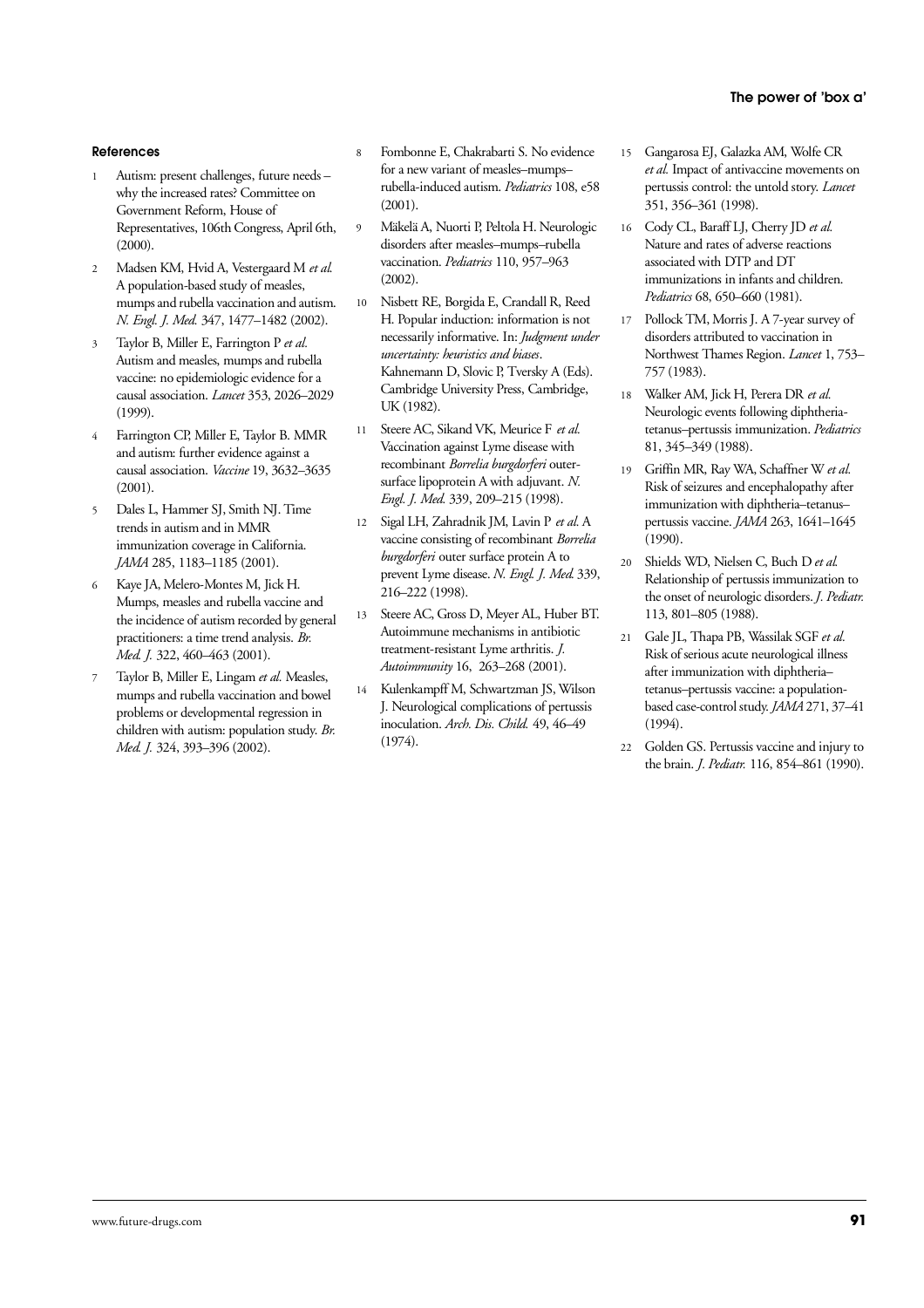### References

1. Autism: present challenges, future needs – why the increased rates? Committee on Government Reform, House of Representatives, 106th Congress, April 6th, (2000).
2. Madsen KM, Hvid A, Vestergaard M *et al.* A population-based study of measles, mumps and rubella vaccination and autism. *N. Engl. J. Med.* 347, 1477–1482 (2002).
3. Taylor B, Miller E, Farrington P *et al.* Autism and measles, mumps and rubella vaccine: no epidemiologic evidence for a causal association. *Lancet* 353, 2026–2029 (1999).
4. Farrington CP, Miller E, Taylor B. MMR and autism: further evidence against a causal association. *Vaccine* 19, 3632–3635 (2001).
5. Dales L, Hammer SJ, Smith NJ. Time trends in autism and in MMR immunization coverage in California. *JAMA* 285, 1183–1185 (2001).
6. Kaye JA, Melero-Montes M, Jick H. Mumps, measles and rubella vaccine and the incidence of autism recorded by general practitioners: a time trend analysis. *Br. Med. J.* 322, 460–463 (2001).
7. Taylor B, Miller E, Lingam *et al.* Measles, mumps and rubella vaccination and bowel problems or developmental regression in children with autism: population study. *Br. Med. J.* 324, 393–396 (2002).
8. Fombonne E, Chakrabarti S. No evidence for a new variant of measles–mumps–rubella-induced autism. *Pediatrics* 108, e58 (2001).
9. Mäkelä A, Nuorti P, Peltola H. Neurologic disorders after measles–mumps–rubella vaccination. *Pediatrics* 110, 957–963 (2002).
10. Nisbett RE, Borgida E, Crandall R, Reed H. Popular induction: information is not necessarily informative. In: *Judgment under uncertainty: heuristics and biases*. Kahnemann D, Slovic P, Tversky A (Eds). Cambridge University Press, Cambridge, UK (1982).
11. Steere AC, Sikand VK, Meurice F *et al.* Vaccination against Lyme disease with recombinant *Borrelia burgdorferi* outer-surface lipoprotein A with adjuvant. *N. Engl. J. Med.* 339, 209–215 (1998).
12. Sigal LH, Zahradnik JM, Lavin P *et al.* A vaccine consisting of recombinant *Borrelia burgdorferi* outer surface protein A to prevent Lyme disease. *N. Engl. J. Med.* 339, 216–222 (1998).
13. Steere AC, Gross D, Meyer AL, Huber BT. Autoimmune mechanisms in antibiotic treatment-resistant Lyme arthritis. *J. Autoimmunity* 16, 263–268 (2001).
14. Kulenkampff M, Schwartzman JS, Wilson J. Neurological complications of pertussis inoculation. *Arch. Dis. Child.* 49, 46–49 (1974).
15. Gangarosa EJ, Galazka AM, Wolfe CR *et al.* Impact of antivaccine movements on pertussis control: the untold story. *Lancet* 351, 356–361 (1998).
16. Cody CL, Baraff LJ, Cherry JD *et al.* Nature and rates of adverse reactions associated with DTP and DT immunizations in infants and children. *Pediatrics* 68, 650–660 (1981).
17. Pollock TM, Morris J. A 7-year survey of disorders attributed to vaccination in Northwest Thames Region. *Lancet* 1, 753–757 (1983).
18. Walker AM, Jick H, Perera DR *et al.* Neurologic events following diphtheria-tetanus–pertussis immunization. *Pediatrics* 81, 345–349 (1988).
19. Griffin MR, Ray WA, Schaffner W *et al.* Risk of seizures and encephalopathy after immunization with diphtheria–tetanus–pertussis vaccine. *JAMA* 263, 1641–1645 (1990).
20. Shields WD, Nielsen C, Buch D *et al.* Relationship of pertussis immunization to the onset of neurologic disorders. *J. Pediatr.* 113, 801–805 (1988).
21. Gale JL, Thapa PB, Wassilak SGF *et al.* Risk of serious acute neurological illness after immunization with diphtheria–tetanus–pertussis vaccine: a population-based case-control study. *JAMA* 271, 37–41 (1994).
22. Golden GS. Pertussis vaccine and injury to the brain. *J. Pediatr.* 116, 854–861 (1990).